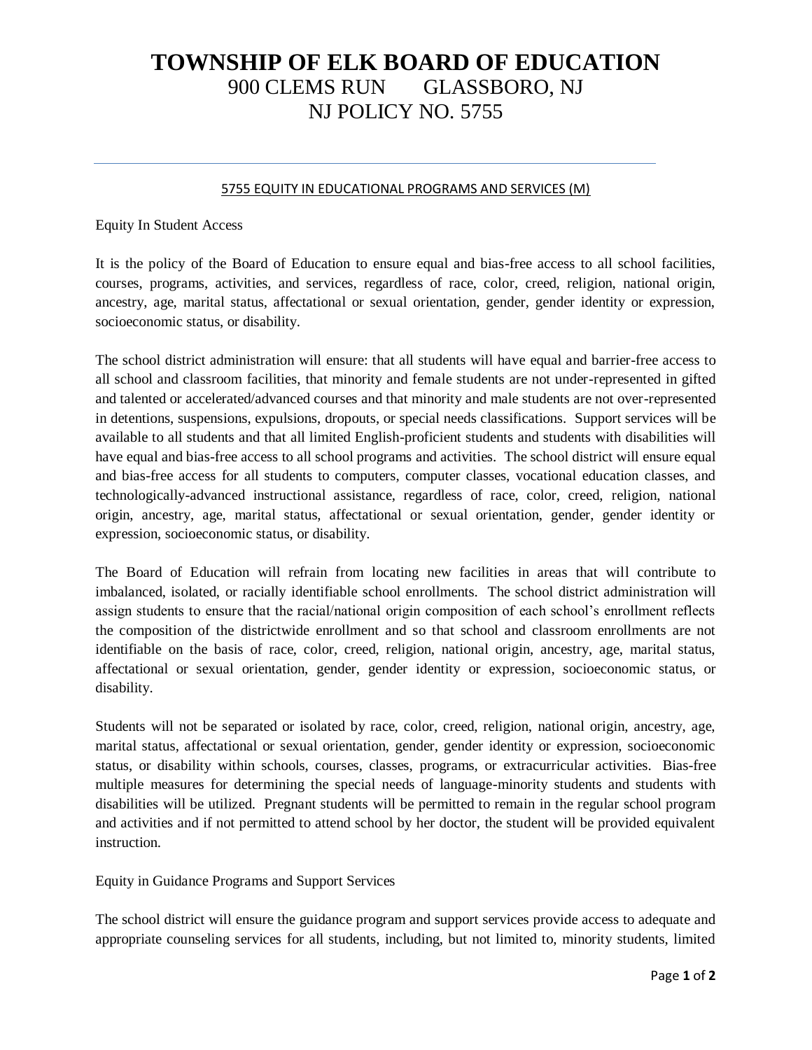# TOWNSHIP OF ELK BOARD OF EDUCATION

900 CLEMS RUN GLASSBORO, NJ

NJ POLICY NO. 5755

---

## 5755 EQUITY IN EDUCATIONAL PROGRAMS AND SERVICES (M)

Equity In Student Access

It is the policy of the Board of Education to ensure equal and bias-free access to all school facilities, courses, programs, activities, and services, regardless of race, color, creed, religion, national origin, ancestry, age, marital status, affectational or sexual orientation, gender, gender identity or expression, socioeconomic status, or disability.

The school district administration will ensure: that all students will have equal and barrier-free access to all school and classroom facilities, that minority and female students are not under-represented in gifted and talented or accelerated/advanced courses and that minority and male students are not over-represented in detentions, suspensions, expulsions, dropouts, or special needs classifications. Support services will be available to all students and that all limited English-proficient students and students with disabilities will have equal and bias-free access to all school programs and activities. The school district will ensure equal and bias-free access for all students to computers, computer classes, vocational education classes, and technologically-advanced instructional assistance, regardless of race, color, creed, religion, national origin, ancestry, age, marital status, affectational or sexual orientation, gender, gender identity or expression, socioeconomic status, or disability.

The Board of Education will refrain from locating new facilities in areas that will contribute to imbalanced, isolated, or racially identifiable school enrollments. The school district administration will assign students to ensure that the racial/national origin composition of each school's enrollment reflects the composition of the districtwide enrollment and so that school and classroom enrollments are not identifiable on the basis of race, color, creed, religion, national origin, ancestry, age, marital status, affectational or sexual orientation, gender, gender identity or expression, socioeconomic status, or disability.

Students will not be separated or isolated by race, color, creed, religion, national origin, ancestry, age, marital status, affectational or sexual orientation, gender, gender identity or expression, socioeconomic status, or disability within schools, courses, classes, programs, or extracurricular activities. Bias-free multiple measures for determining the special needs of language-minority students and students with disabilities will be utilized. Pregnant students will be permitted to remain in the regular school program and activities and if not permitted to attend school by her doctor, the student will be provided equivalent instruction.

Equity in Guidance Programs and Support Services

The school district will ensure the guidance program and support services provide access to adequate and appropriate counseling services for all students, including, but not limited to, minority students, limited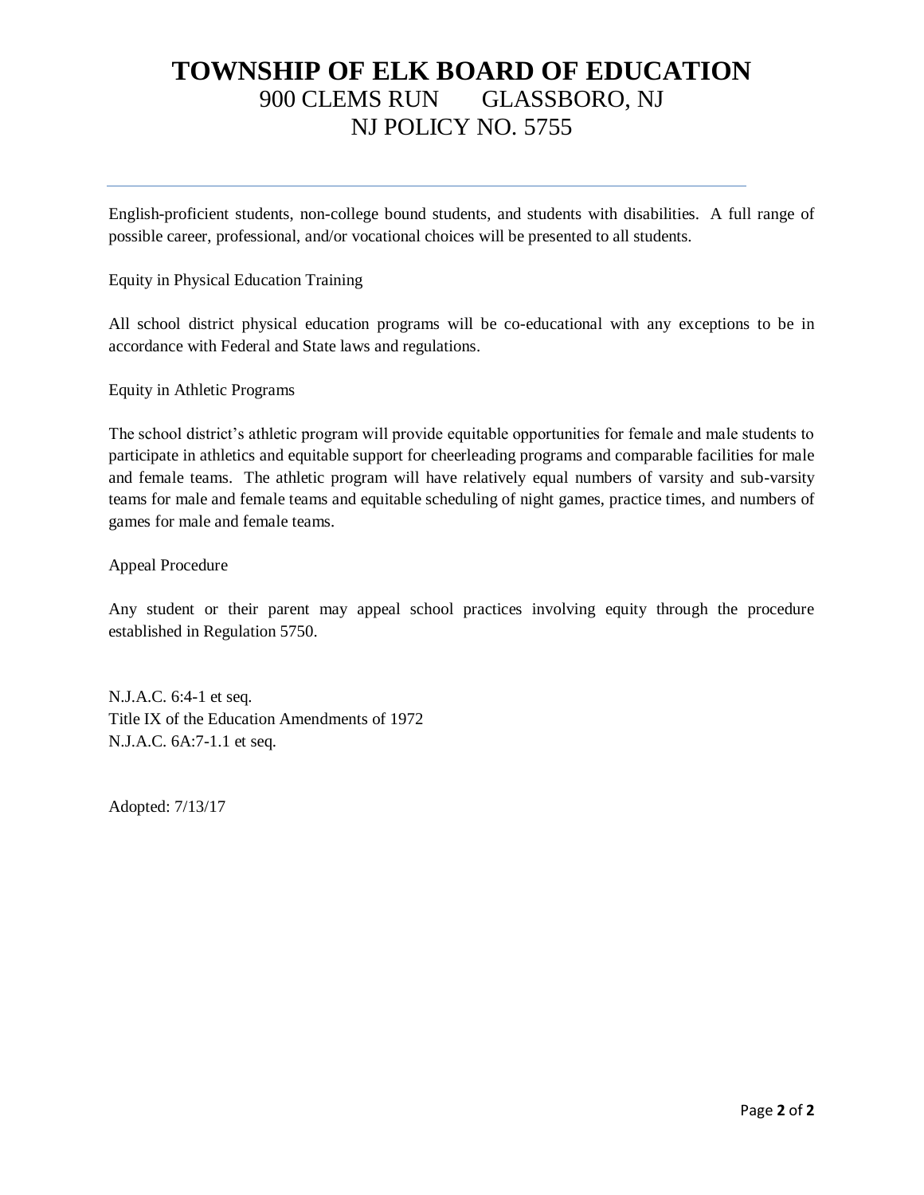English-proficient students, non-college bound students, and students with disabilities. A full range of possible career, professional, and/or vocational choices will be presented to all students.

Equity in Physical Education Training

All school district physical education programs will be co-educational with any exceptions to be in accordance with Federal and State laws and regulations.

Equity in Athletic Programs

The school district's athletic program will provide equitable opportunities for female and male students to participate in athletics and equitable support for cheerleading programs and comparable facilities for male and female teams. The athletic program will have relatively equal numbers of varsity and sub-varsity teams for male and female teams and equitable scheduling of night games, practice times, and numbers of games for male and female teams.

Appeal Procedure

Any student or their parent may appeal school practices involving equity through the procedure established in Regulation 5750.

N.J.A.C. 6:4-1 et seq.
Title IX of the Education Amendments of 1972
N.J.A.C. 6A:7-1.1 et seq.

Adopted: 7/13/17